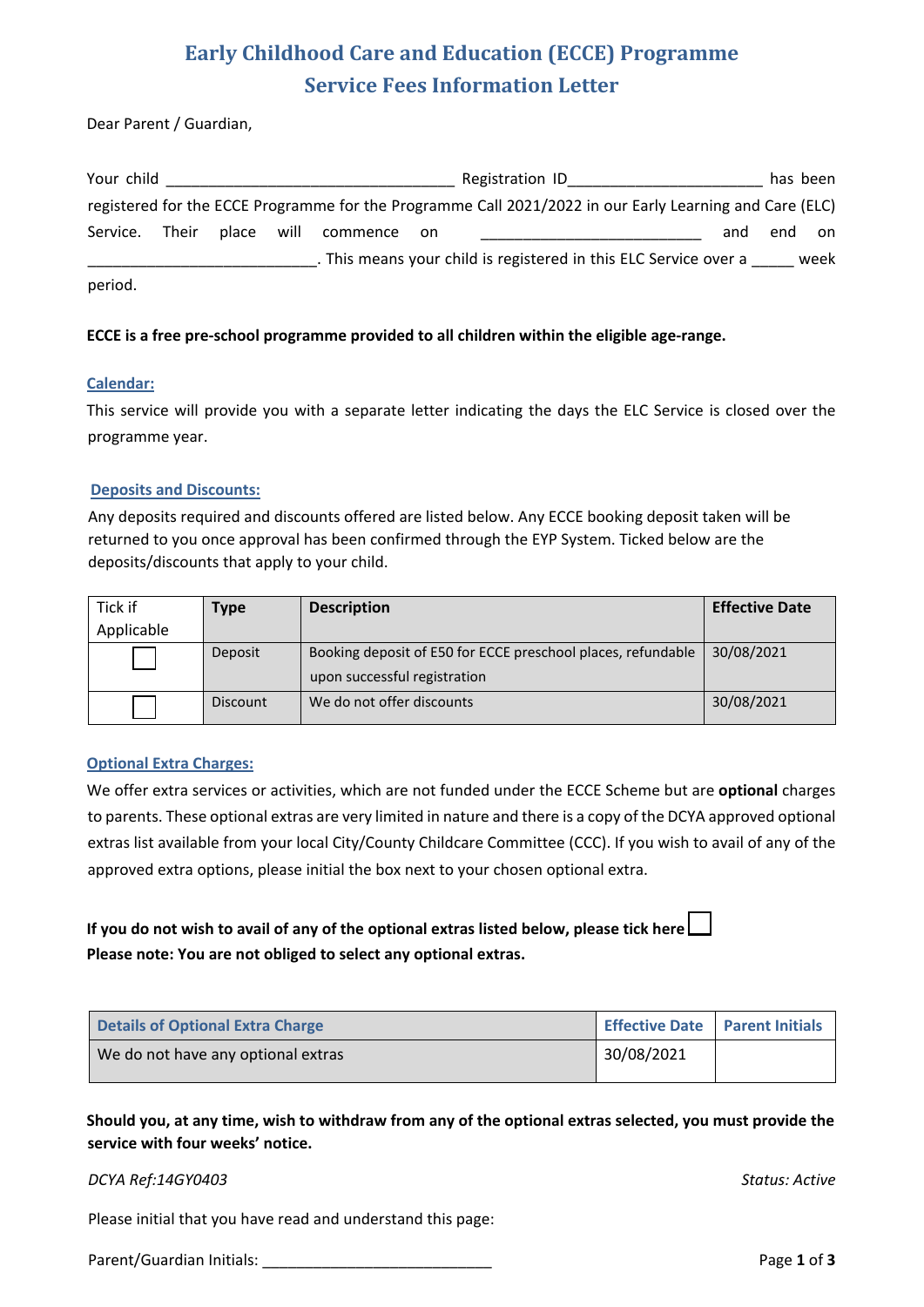# Early Childhood Care and Education (ECCE) Programme
## Service Fees Information Letter

Dear Parent / Guardian,

Your child ________________________________ Registration ID______________________ has been registered for the ECCE Programme for the Programme Call 2021/2022 in our Early Learning and Care (ELC) Service. Their place will commence on ________________________ and end on _________________________. This means your child is registered in this ELC Service over a _____ week period.

**ECCE is a free pre-school programme provided to all children within the eligible age-range.**

### Calendar:

This service will provide you with a separate letter indicating the days the ELC Service is closed over the programme year.

### Deposits and Discounts:

Any deposits required and discounts offered are listed below. Any ECCE booking deposit taken will be returned to you once approval has been confirmed through the EYP System. Ticked below are the deposits/discounts that apply to your child.

| Tick if Applicable | Type | Description | Effective Date |
|---|---|---|---|
| ☐ | Deposit | Booking deposit of E50 for ECCE preschool places, refundable upon successful registration | 30/08/2021 |
| ☐ | Discount | We do not offer discounts | 30/08/2021 |

### Optional Extra Charges:

We offer extra services or activities, which are not funded under the ECCE Scheme but are **optional** charges to parents. These optional extras are very limited in nature and there is a copy of the DCYA approved optional extras list available from your local City/County Childcare Committee (CCC). If you wish to avail of any of the approved extra options, please initial the box next to your chosen optional extra.

**If you do not wish to avail of any of the optional extras listed below, please tick here** ☐
**Please note: You are not obliged to select any optional extras.**

| Details of Optional Extra Charge | Effective Date | Parent Initials |
|---|---|---|
| We do not have any optional extras | 30/08/2021 | |

**Should you, at any time, wish to withdraw from any of the optional extras selected, you must provide the service with four weeks' notice.**

*DCYA Ref:14GY0403* *Status: Active*

Please initial that you have read and understand this page:

Parent/Guardian Initials: ___________________________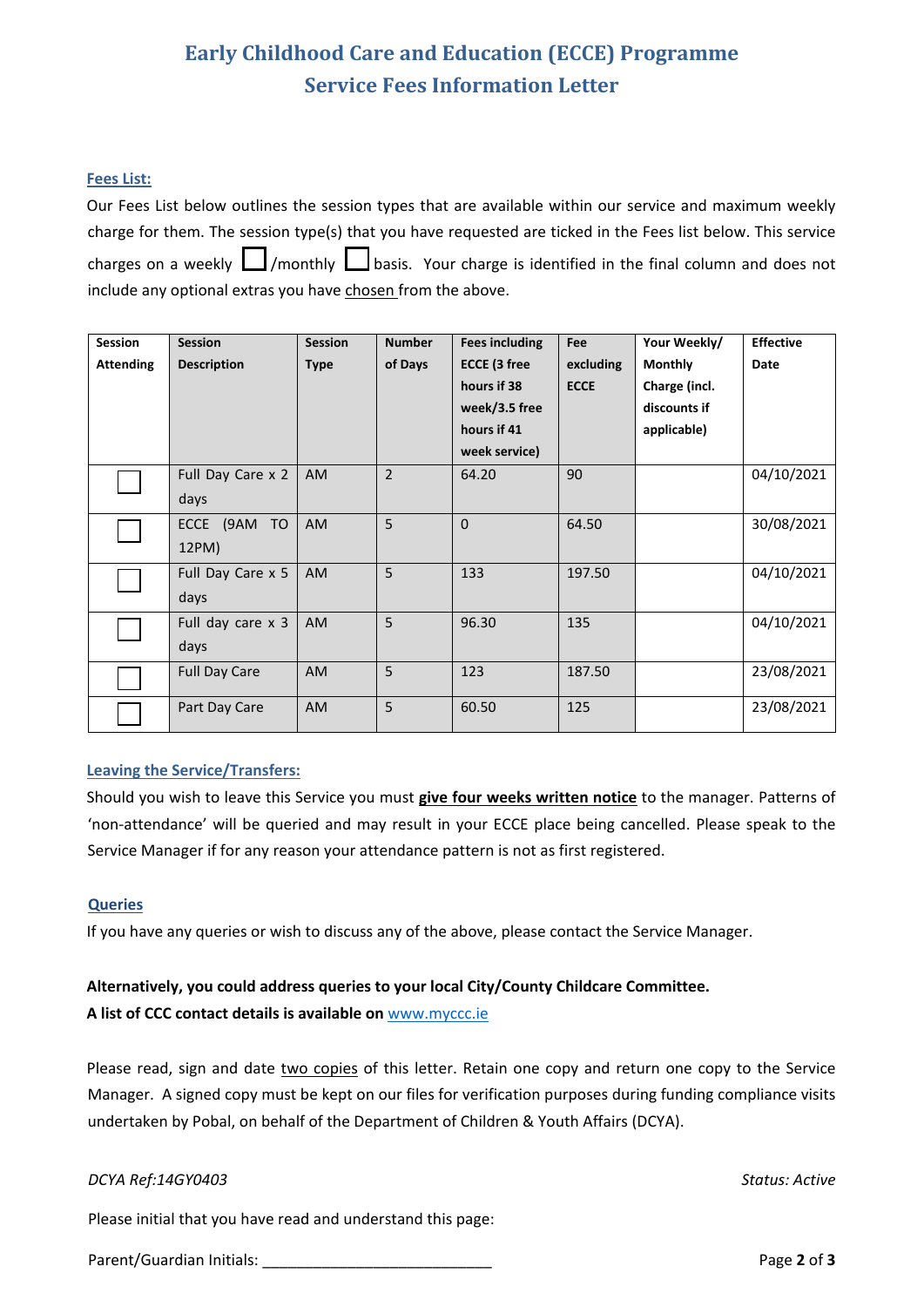# Early Childhood Care and Education (ECCE) Programme
## Service Fees Information Letter

### Fees List:

Our Fees List below outlines the session types that are available within our service and maximum weekly charge for them. The session type(s) that you have requested are ticked in the Fees list below. This service charges on a weekly ☐ /monthly ☐ basis. Your charge is identified in the final column and does not include any optional extras you have chosen from the above.

| Session Attending | Session Description | Session Type | Number of Days | Fees including ECCE (3 free hours if 38 week/3.5 free hours if 41 week service) | Fee excluding ECCE | Your Weekly/ Monthly Charge (incl. discounts if applicable) | Effective Date |
|---|---|---|---|---|---|---|---|
| ☐ | Full Day Care x 2 days | AM | 2 | 64.20 | 90 | | 04/10/2021 |
| ☐ | ECCE (9AM TO 12PM) | AM | 5 | 0 | 64.50 | | 30/08/2021 |
| ☐ | Full Day Care x 5 days | AM | 5 | 133 | 197.50 | | 04/10/2021 |
| ☐ | Full day care x 3 days | AM | 5 | 96.30 | 135 | | 04/10/2021 |
| ☐ | Full Day Care | AM | 5 | 123 | 187.50 | | 23/08/2021 |
| ☐ | Part Day Care | AM | 5 | 60.50 | 125 | | 23/08/2021 |

### Leaving the Service/Transfers:

Should you wish to leave this Service you must **give four weeks written notice** to the manager. Patterns of 'non-attendance' will be queried and may result in your ECCE place being cancelled. Please speak to the Service Manager if for any reason your attendance pattern is not as first registered.

### Queries

If you have any queries or wish to discuss any of the above, please contact the Service Manager.

**Alternatively, you could address queries to your local City/County Childcare Committee.**
**A list of CCC contact details is available on** www.myccc.ie

Please read, sign and date two copies of this letter. Retain one copy and return one copy to the Service Manager. A signed copy must be kept on our files for verification purposes during funding compliance visits undertaken by Pobal, on behalf of the Department of Children & Youth Affairs (DCYA).

*DCYA Ref:14GY0403* *Status: Active*

Please initial that you have read and understand this page:

Parent/Guardian Initials: ___________________________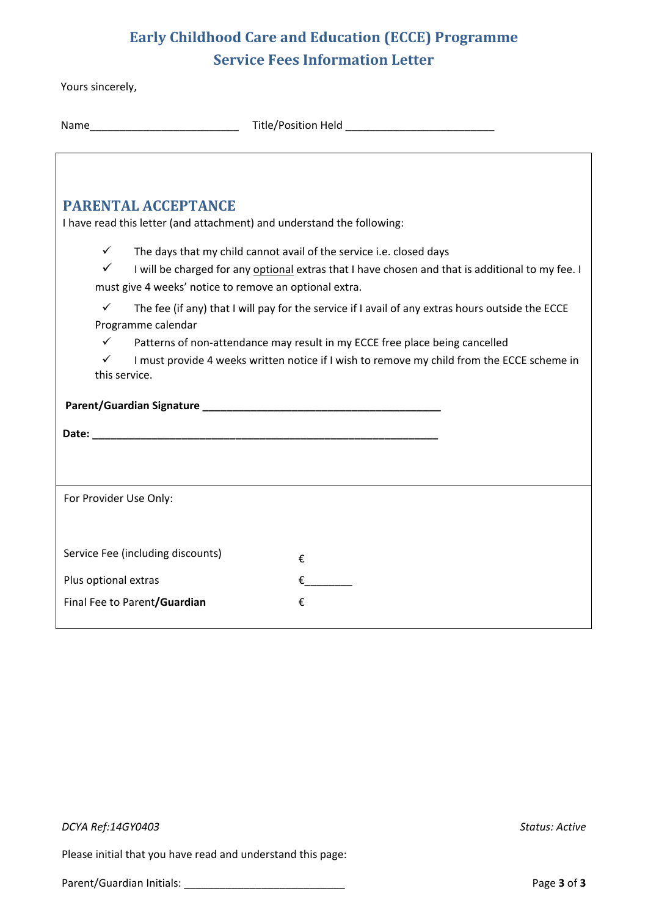Yours sincerely,

Name_________________________ Title/Position Held _________________________

## PARENTAL ACCEPTANCE

I have read this letter (and attachment) and understand the following:

- ✓ The days that my child cannot avail of the service i.e. closed days
- ✓ I will be charged for any optional extras that I have chosen and that is additional to my fee. I must give 4 weeks' notice to remove an optional extra.
- ✓ The fee (if any) that I will pay for the service if I avail of any extras hours outside the ECCE Programme calendar
- ✓ Patterns of non-attendance may result in my ECCE free place being cancelled
- ✓ I must provide 4 weeks written notice if I wish to remove my child from the ECCE scheme in this service.

**Parent/Guardian Signature ________________________________________**

**Date: ___________________________________________________________**

For Provider Use Only:

| | |
|---|---|
| Service Fee (including discounts) | € |
| Plus optional extras | €________ |
| Final Fee to Parent/**Guardian** | € |

*DCYA Ref:14GY0403* *Status: Active*

Please initial that you have read and understand this page:

Parent/Guardian Initials: ___________________________